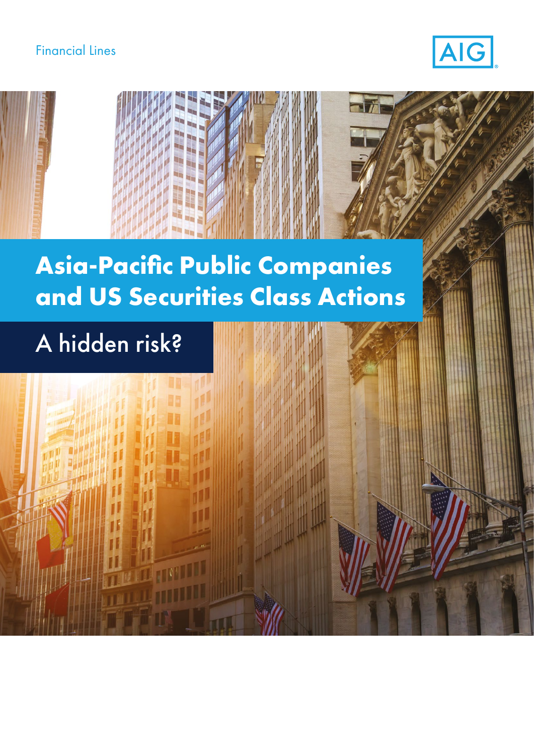Financial Lines

AIG

# Asia-Pacific Public Companies and US Securities Class Actions

## A hidden risk?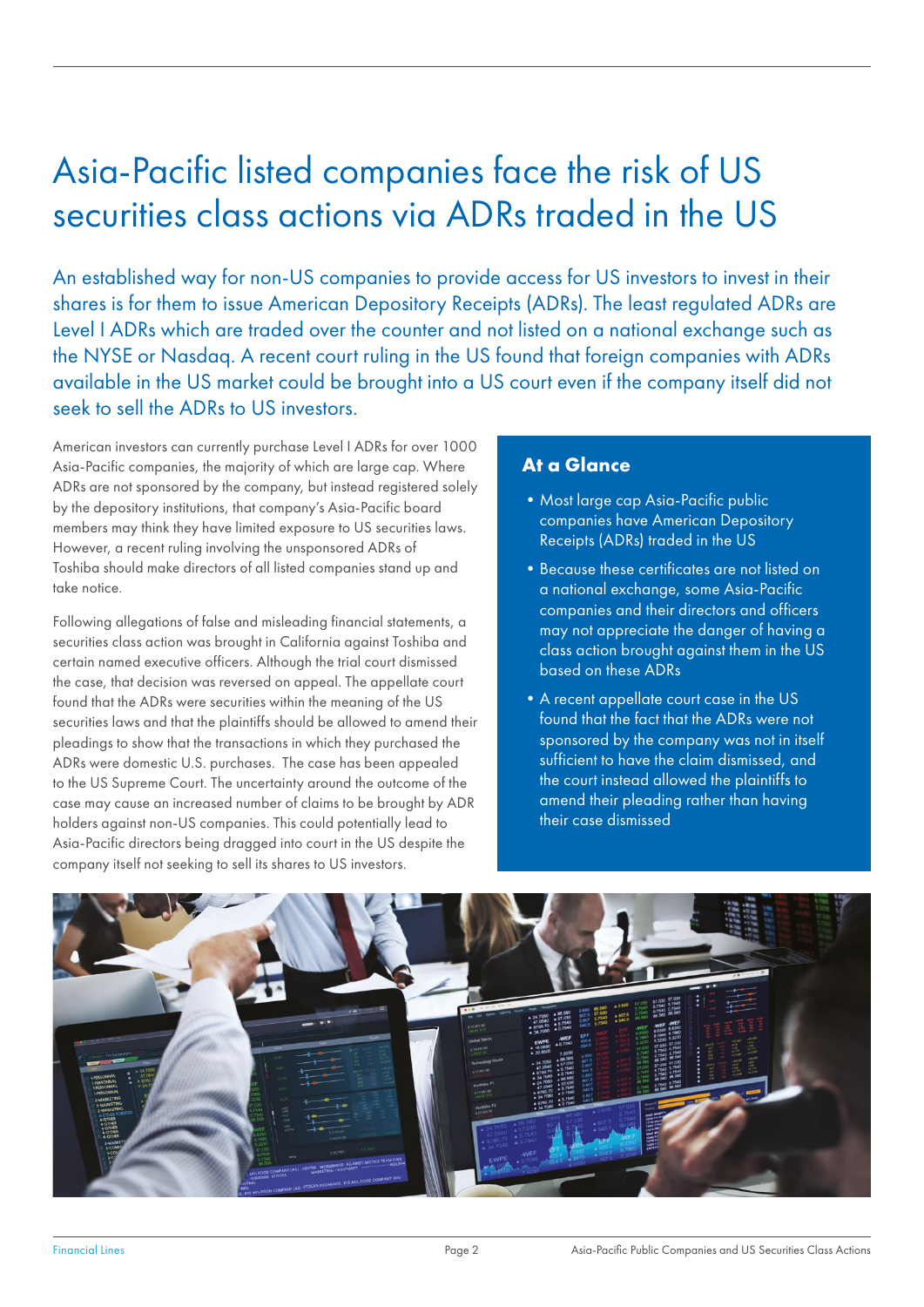# Asia-Pacific listed companies face the risk of US securities class actions via ADRs traded in the US

An established way for non-US companies to provide access for US investors to invest in their shares is for them to issue American Depository Receipts (ADRs). The least regulated ADRs are Level I ADRs which are traded over the counter and not listed on a national exchange such as the NYSE or Nasdaq. A recent court ruling in the US found that foreign companies with ADRs available in the US market could be brought into a US court even if the company itself did not seek to sell the ADRs to US investors.

American investors can currently purchase Level I ADRs for over 1000 Asia-Pacific companies, the majority of which are large cap. Where ADRs are not sponsored by the company, but instead registered solely by the depository institutions, that company's Asia-Pacific board members may think they have limited exposure to US securities laws. However, a recent ruling involving the unsponsored ADRs of Toshiba should make directors of all listed companies stand up and take notice.

Following allegations of false and misleading financial statements, a securities class action was brought in California against Toshiba and certain named executive officers. Although the trial court dismissed the case, that decision was reversed on appeal. The appellate court found that the ADRs were securities within the meaning of the US securities laws and that the plaintiffs should be allowed to amend their pleadings to show that the transactions in which they purchased the ADRs were domestic U.S. purchases. The case has been appealed to the US Supreme Court. The uncertainty around the outcome of the case may cause an increased number of claims to be brought by ADR holders against non-US companies. This could potentially lead to Asia-Pacific directors being dragged into court in the US despite the company itself not seeking to sell its shares to US investors.

## At a Glance

- Most large cap Asia-Pacific public companies have American Depository Receipts (ADRs) traded in the US
- Because these certificates are not listed on a national exchange, some Asia-Pacific companies and their directors and officers may not appreciate the danger of having a class action brought against them in the US based on these ADRs
- A recent appellate court case in the US found that the fact that the ADRs were not sponsored by the company was not in itself sufficient to have the claim dismissed, and the court instead allowed the plaintiffs to amend their pleading rather than having their case dismissed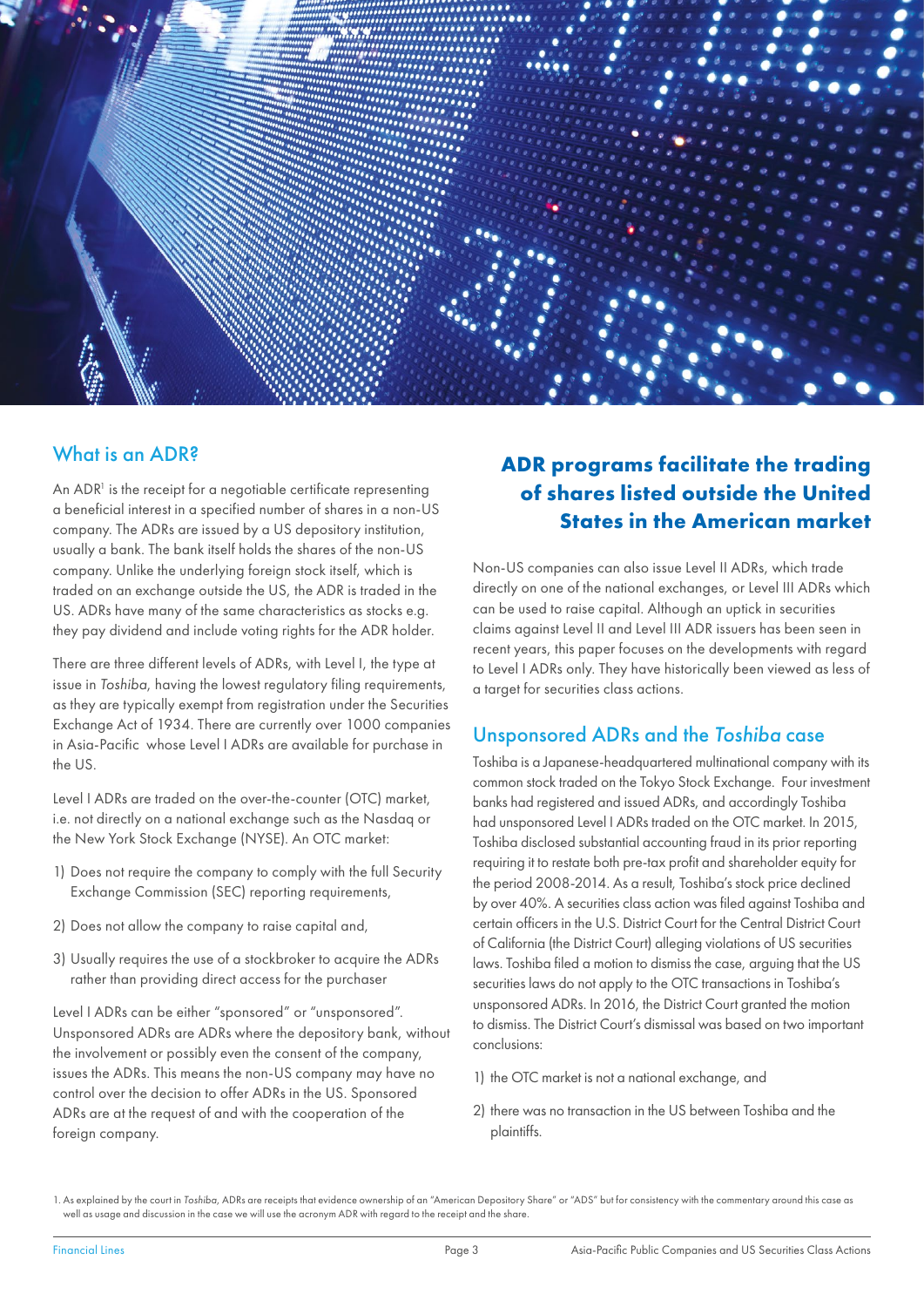## What is an ADR?

An ADR[1] is the receipt for a negotiable certificate representing a beneficial interest in a specified number of shares in a non-US company. The ADRs are issued by a US depository institution, usually a bank. The bank itself holds the shares of the non-US company. Unlike the underlying foreign stock itself, which is traded on an exchange outside the US, the ADR is traded in the US. ADRs have many of the same characteristics as stocks e.g. they pay dividend and include voting rights for the ADR holder.

There are three different levels of ADRs, with Level I, the type at issue in *Toshiba*, having the lowest regulatory filing requirements, as they are typically exempt from registration under the Securities Exchange Act of 1934. There are currently over 1000 companies in Asia-Pacific whose Level I ADRs are available for purchase in the US.

Level I ADRs are traded on the over-the-counter (OTC) market, i.e. not directly on a national exchange such as the Nasdaq or the New York Stock Exchange (NYSE). An OTC market:

1) Does not require the company to comply with the full Security Exchange Commission (SEC) reporting requirements,
2) Does not allow the company to raise capital and,
3) Usually requires the use of a stockbroker to acquire the ADRs rather than providing direct access for the purchaser

Level I ADRs can be either "sponsored" or "unsponsored". Unsponsored ADRs are ADRs where the depository bank, without the involvement or possibly even the consent of the company, issues the ADRs. This means the non-US company may have no control over the decision to offer ADRs in the US. Sponsored ADRs are at the request of and with the cooperation of the foreign company.

**ADR programs facilitate the trading of shares listed outside the United States in the American market**

Non-US companies can also issue Level II ADRs, which trade directly on one of the national exchanges, or Level III ADRs which can be used to raise capital. Although an uptick in securities claims against Level II and Level III ADR issuers has been seen in recent years, this paper focuses on the developments with regard to Level I ADRs only. They have historically been viewed as less of a target for securities class actions.

## Unsponsored ADRs and the *Toshiba* case

Toshiba is a Japanese-headquartered multinational company with its common stock traded on the Tokyo Stock Exchange. Four investment banks had registered and issued ADRs, and accordingly Toshiba had unsponsored Level I ADRs traded on the OTC market. In 2015, Toshiba disclosed substantial accounting fraud in its prior reporting requiring it to restate both pre-tax profit and shareholder equity for the period 2008-2014. As a result, Toshiba's stock price declined by over 40%. A securities class action was filed against Toshiba and certain officers in the U.S. District Court for the Central District Court of California (the District Court) alleging violations of US securities laws. Toshiba filed a motion to dismiss the case, arguing that the US securities laws do not apply to the OTC transactions in Toshiba's unsponsored ADRs. In 2016, the District Court granted the motion to dismiss. The District Court's dismissal was based on two important conclusions:

1) the OTC market is not a national exchange, and
2) there was no transaction in the US between Toshiba and the plaintiffs.

1. As explained by the court in *Toshiba*, ADRs are receipts that evidence ownership of an "American Depository Share" or "ADS" but for consistency with the commentary around this case as well as usage and discussion in the case we will use the acronym ADR with regard to the receipt and the share.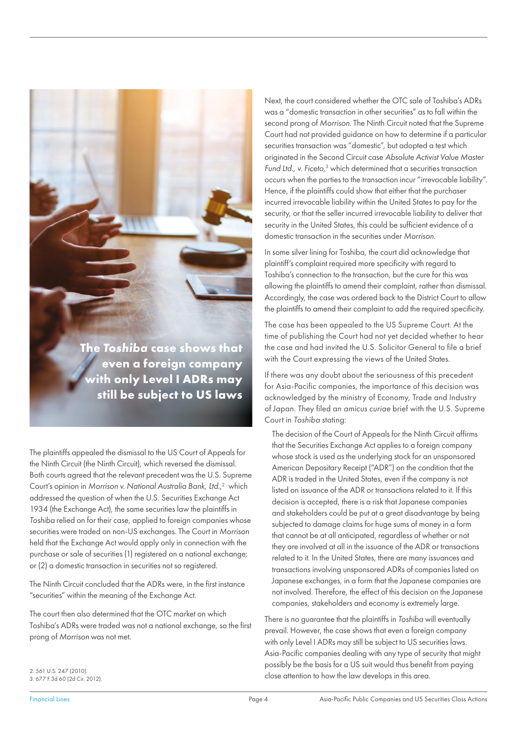**The *Toshiba* case shows that even a foreign company with only Level I ADRs may still be subject to US laws**

The plaintiffs appealed the dismissal to the US Court of Appeals for the Ninth Circuit (the Ninth Circuit), which reversed the dismissal. Both courts agreed that the relevant precedent was the U.S. Supreme Court's opinion in *Morrison v. National Australia Bank, Ltd.*,[2] which addressed the question of when the U.S. Securities Exchange Act 1934 (the Exchange Act), the same securities law the plaintiffs in *Toshiba* relied on for their case, applied to foreign companies whose securities were traded on non-US exchanges. The Court in *Morrison* held that the Exchange Act would apply only in connection with the purchase or sale of securities (1) registered on a national exchange; or (2) a domestic transaction in securities not so registered.

The Ninth Circuit concluded that the ADRs were, in the first instance "securities" within the meaning of the Exchange Act.

The court then also determined that the OTC market on which Toshiba's ADRs were traded was not a national exchange, so the first prong of *Morrison* was not met.

Next, the court considered whether the OTC sale of Toshiba's ADRs was a "domestic transaction in other securities" as to fall within the second prong of *Morrison*. The Ninth Circuit noted that the Supreme Court had not provided guidance on how to determine if a particular securities transaction was "domestic", but adopted a test which originated in the Second Circuit case *Absolute Activist Value Master Fund Ltd., v. Ficeto*,[3] which determined that a securities transaction occurs when the parties to the transaction incur "irrevocable liability". Hence, if the plaintiffs could show that either that the purchaser incurred irrevocable liability within the United States to pay for the security, or that the seller incurred irrevocable liability to deliver that security in the United States, this could be sufficient evidence of a domestic transaction in the securities under *Morrison*.

In some silver lining for Toshiba, the court did acknowledge that plaintiff's complaint required more specificity with regard to Toshiba's connection to the transaction, but the cure for this was allowing the plaintiffs to amend their complaint, rather than dismissal. Accordingly, the case was ordered back to the District Court to allow the plaintiffs to amend their complaint to add the required specificity.

The case has been appealed to the US Supreme Court. At the time of publishing the Court had not yet decided whether to hear the case and had invited the U.S. Solicitor General to file a brief with the Court expressing the views of the United States.

If there was any doubt about the seriousness of this precedent for Asia-Pacific companies, the importance of this decision was acknowledged by the ministry of Economy, Trade and Industry of Japan. They filed an *amicus curiae* brief with the U.S. Supreme Court in *Toshiba* stating:

> The decision of the Court of Appeals for the Ninth Circuit affirms that the Securities Exchange Act applies to a foreign company whose stock is used as the underlying stock for an unsponsored American Depositary Receipt ("ADR") on the condition that the ADR is traded in the United States, even if the company is not listed on issuance of the ADR or transactions related to it. If this decision is accepted, there is a risk that Japanese companies and stakeholders could be put at a great disadvantage by being subjected to damage claims for huge sums of money in a form that cannot be at all anticipated, regardless of whether or not they are involved at all in the issuance of the ADR or transactions related to it. In the United States, there are many issuances and transactions involving unsponsored ADRs of companies listed on Japanese exchanges, in a form that the Japanese companies are not involved. Therefore, the effect of this decision on the Japanese companies, stakeholders and economy is extremely large.

There is no guarantee that the plaintiffs in *Toshiba* will eventually prevail. However, the case shows that even a foreign company with only Level I ADRs may still be subject to US securities laws. Asia-Pacific companies dealing with any type of security that might possibly be the basis for a US suit would thus benefit from paying close attention to how the law develops in this area.

2. 561 U.S. 247 (2010).
3. 677 F.3d 60 (2d Cir. 2012).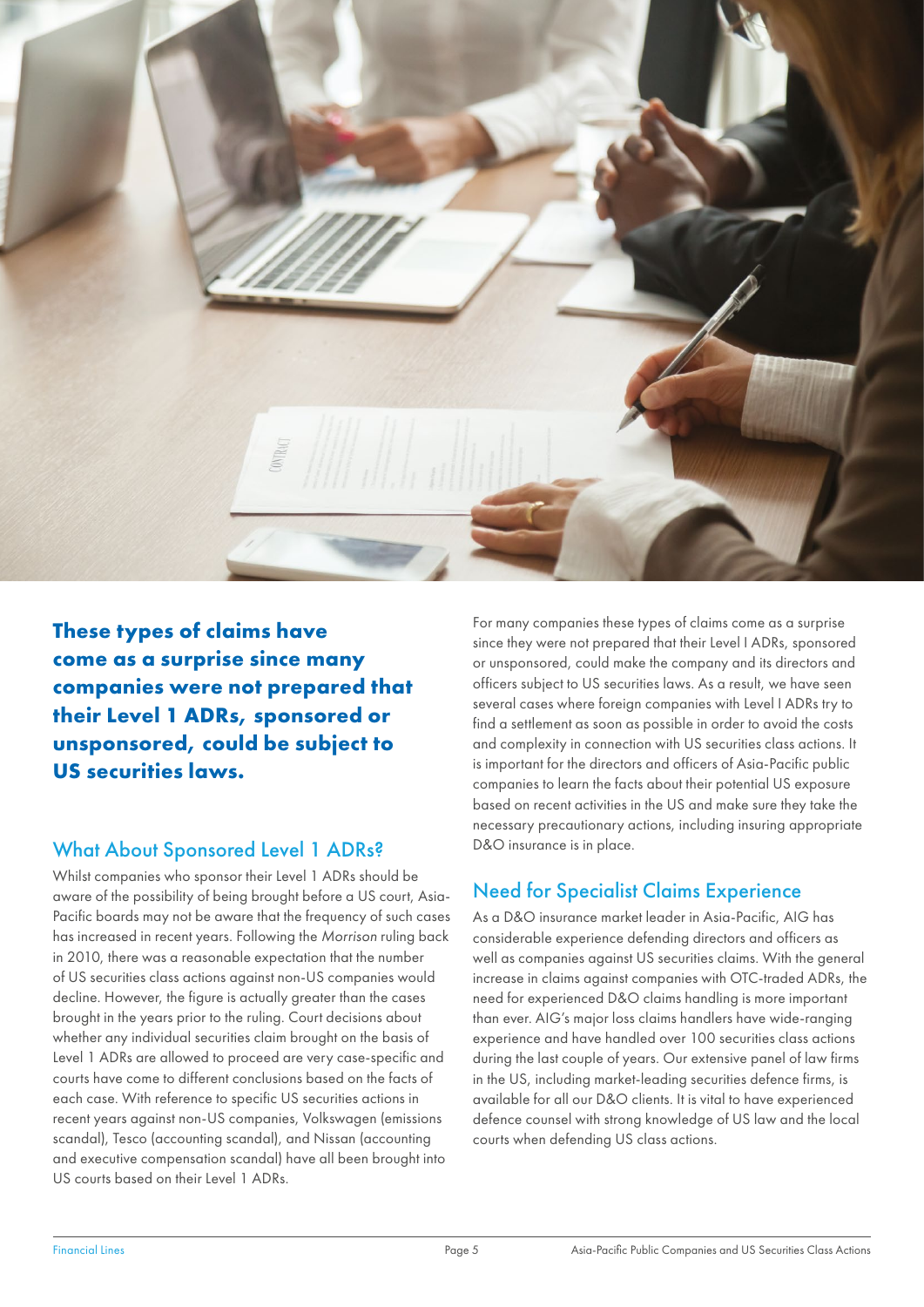**These types of claims have come as a surprise since many companies were not prepared that their Level 1 ADRs, sponsored or unsponsored, could be subject to US securities laws.**

## What About Sponsored Level 1 ADRs?

Whilst companies who sponsor their Level 1 ADRs should be aware of the possibility of being brought before a US court, Asia-Pacific boards may not be aware that the frequency of such cases has increased in recent years. Following the *Morrison* ruling back in 2010, there was a reasonable expectation that the number of US securities class actions against non-US companies would decline. However, the figure is actually greater than the cases brought in the years prior to the ruling. Court decisions about whether any individual securities claim brought on the basis of Level 1 ADRs are allowed to proceed are very case-specific and courts have come to different conclusions based on the facts of each case. With reference to specific US securities actions in recent years against non-US companies, Volkswagen (emissions scandal), Tesco (accounting scandal), and Nissan (accounting and executive compensation scandal) have all been brought into US courts based on their Level 1 ADRs.

For many companies these types of claims come as a surprise since they were not prepared that their Level I ADRs, sponsored or unsponsored, could make the company and its directors and officers subject to US securities laws. As a result, we have seen several cases where foreign companies with Level I ADRs try to find a settlement as soon as possible in order to avoid the costs and complexity in connection with US securities class actions. It is important for the directors and officers of Asia-Pacific public companies to learn the facts about their potential US exposure based on recent activities in the US and make sure they take the necessary precautionary actions, including insuring appropriate D&O insurance is in place.

## Need for Specialist Claims Experience

As a D&O insurance market leader in Asia-Pacific, AIG has considerable experience defending directors and officers as well as companies against US securities claims. With the general increase in claims against companies with OTC-traded ADRs, the need for experienced D&O claims handling is more important than ever. AIG's major loss claims handlers have wide-ranging experience and have handled over 100 securities class actions during the last couple of years. Our extensive panel of law firms in the US, including market-leading securities defence firms, is available for all our D&O clients. It is vital to have experienced defence counsel with strong knowledge of US law and the local courts when defending US class actions.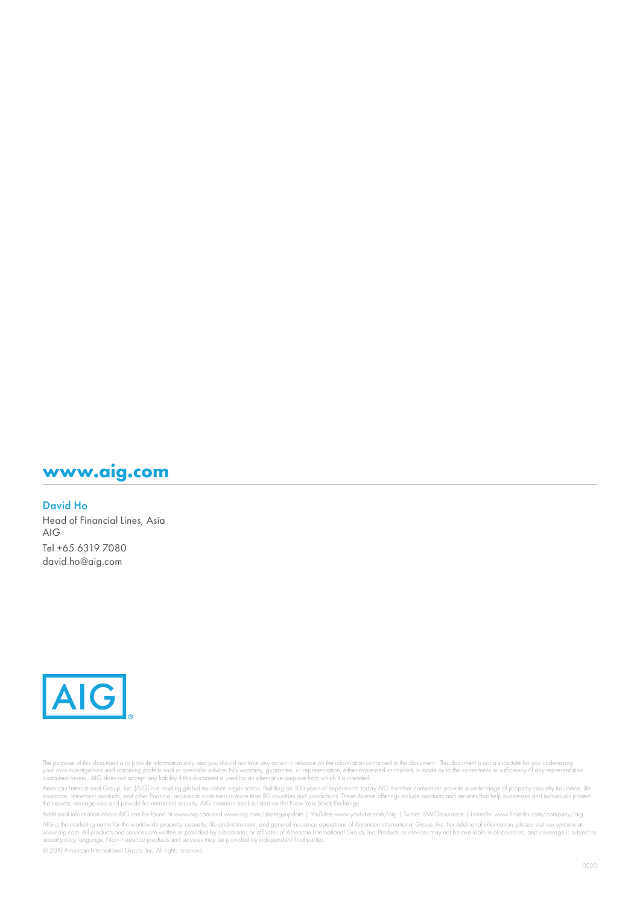**www.aig.com**

David Ho
Head of Financial Lines, Asia
AIG
Tel +65 6319 7080
david.ho@aig.com

The purpose of this document is to provide information only and you should not take any action in reliance on the information contained in this document. This document is not a substitute for you undertaking your own investigations and obtaining professional or specialist advice. No warranty, guarantee, or representation, either expressed or implied, is made as to the correctness or sufficiency of any representation contained herein. AIG does not accept any liability if this document is used for an alternative purpose from which it is intended.

American International Group, Inc. (AIG) is a leading global insurance organisation. Building on 100 years of experience, today AIG member companies provide a wide range of property casualty insurance, life insurance, retirement products, and other financial services to customers in more than 80 countries and jurisdictions. These diverse offerings include products and services that help businesses and individuals protect their assets, manage risks and provide for retirement security. AIG common stock is listed on the New York Stock Exchange.

Additional information about AIG can be found at www.aig.com and www.aig.com/strategyupdate | YouTube: www.youtube.com/aig | Twitter: @AIGinsurance | LinkedIn: www.linkedin.com/company/aig.

AIG is the marketing name for the worldwide property-casualty, life and retirement, and general insurance operations of American International Group, Inc. For additional information, please visit our website at www.aig.com. All products and services are written or provided by subsidiaries or affiliates of American International Group, Inc. Products or services may not be available in all countries, and coverage is subject to actual policy language. Non-insurance products and services may be provided by independent third parties.

© 2019 American International Group, Inc. All rights reserved.

0220